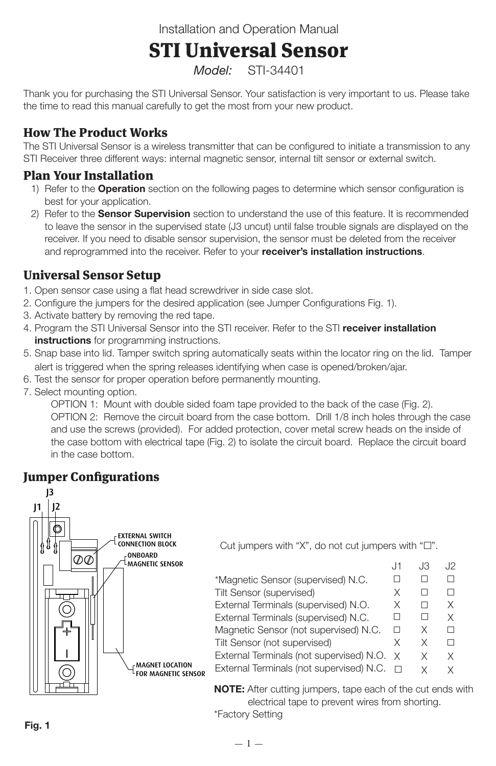Installation and Operation Manual

# STI Universal Sensor

*Model:* STI-34401

Thank you for purchasing the STI Universal Sensor. Your satisfaction is very important to us. Please take the time to read this manual carefully to get the most from your new product.

## How The Product Works

The STI Universal Sensor is a wireless transmitter that can be configured to initiate a transmission to any STI Receiver three different ways: internal magnetic sensor, internal tilt sensor or external switch.

## Plan Your Installation

1) Refer to the **Operation** section on the following pages to determine which sensor configuration is best for your application.
2) Refer to the **Sensor Supervision** section to understand the use of this feature. It is recommended to leave the sensor in the supervised state (J3 uncut) until false trouble signals are displayed on the receiver. If you need to disable sensor supervision, the sensor must be deleted from the receiver and reprogrammed into the receiver. Refer to your **receiver's installation instructions**.

## Universal Sensor Setup

1. Open sensor case using a flat head screwdriver in side case slot.
2. Configure the jumpers for the desired application (see Jumper Configurations Fig. 1).
3. Activate battery by removing the red tape.
4. Program the STI Universal Sensor into the STI receiver. Refer to the STI **receiver installation instructions** for programming instructions.
5. Snap base into lid. Tamper switch spring automatically seats within the locator ring on the lid. Tamper alert is triggered when the spring releases identifying when case is opened/broken/ajar.
6. Test the sensor for proper operation before permanently mounting.
7. Select mounting option.
   OPTION 1: Mount with double sided foam tape provided to the back of the case (Fig. 2).
   OPTION 2: Remove the circuit board from the case bottom. Drill 1/8 inch holes through the case and use the screws (provided). For added protection, cover metal screw heads on the inside of the case bottom with electrical tape (Fig. 2) to isolate the circuit board. Replace the circuit board in the case bottom.

## Jumper Configurations

J3
J1 J2
EXTERNAL SWITCH CONNECTION BLOCK
ONBOARD MAGNETIC SENSOR
MAGNET LOCATION FOR MAGNETIC SENSOR

Fig. 1

Cut jumpers with "X", do not cut jumpers with "☐".

| | J1 | J3 | J2 |
|---|---|---|---|
| *Magnetic Sensor (supervised) N.C. | ☐ | ☐ | ☐ |
| Tilt Sensor (supervised) | X | ☐ | ☐ |
| External Terminals (supervised) N.O. | X | ☐ | X |
| External Terminals (supervised) N.C. | ☐ | ☐ | X |
| Magnetic Sensor (not supervised) N.C. | ☐ | X | ☐ |
| Tilt Sensor (not supervised) | X | X | ☐ |
| External Terminals (not supervised) N.O. | X | X | X |
| External Terminals (not supervised) N.C. | ☐ | X | X |

**NOTE:** After cutting jumpers, tape each of the cut ends with electrical tape to prevent wires from shorting.

*Factory Setting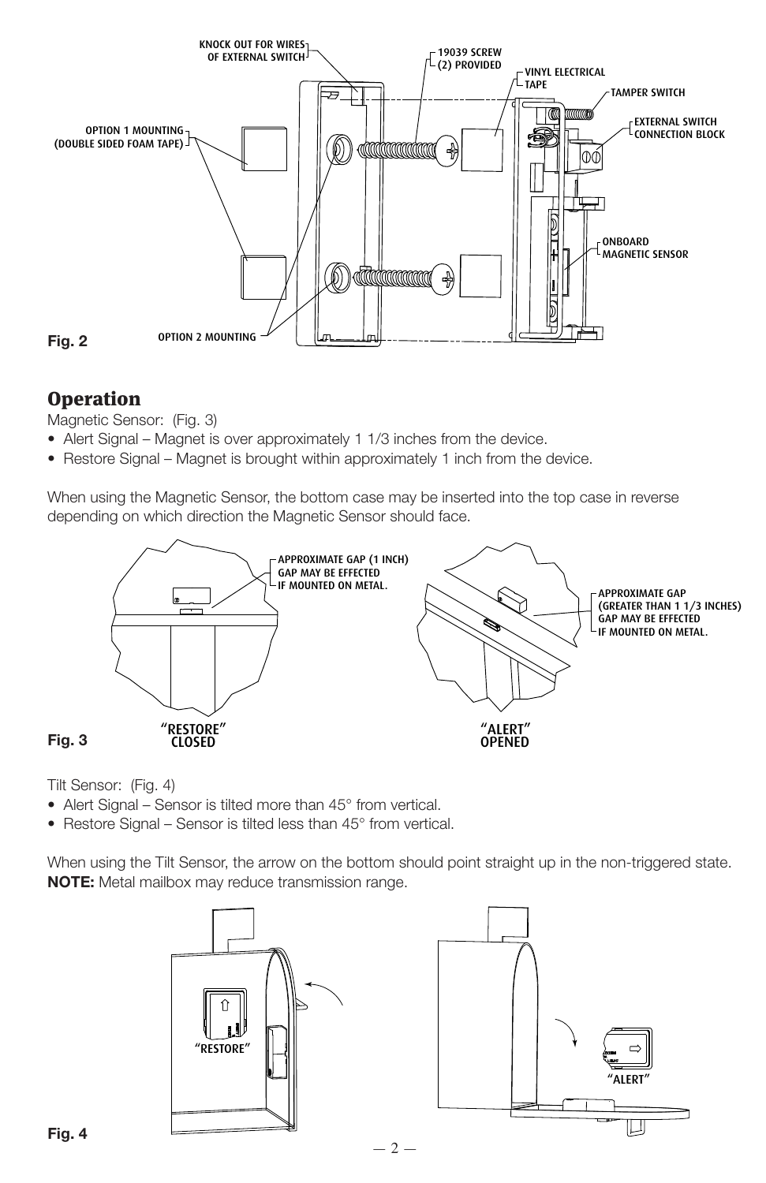**Fig. 2**

KNOCK OUT FOR WIRES OF EXTERNAL SWITCH

19039 SCREW (2) PROVIDED

VINYL ELECTRICAL TAPE

TAMPER SWITCH

OPTION 1 MOUNTING (DOUBLE SIDED FOAM TAPE)

EXTERNAL SWITCH CONNECTION BLOCK

ONBOARD MAGNETIC SENSOR

OPTION 2 MOUNTING

# Operation

Magnetic Sensor: (Fig. 3)

- Alert Signal – Magnet is over approximately 1 1/3 inches from the device.
- Restore Signal – Magnet is brought within approximately 1 inch from the device.

When using the Magnetic Sensor, the bottom case may be inserted into the top case in reverse depending on which direction the Magnetic Sensor should face.

APPROXIMATE GAP (1 INCH) GAP MAY BE EFFECTED IF MOUNTED ON METAL.

APPROXIMATE GAP (GREATER THAN 1 1/3 INCHES) GAP MAY BE EFFECTED IF MOUNTED ON METAL.

**Fig. 3** "RESTORE" CLOSED "ALERT" OPENED

Tilt Sensor: (Fig. 4)

- Alert Signal – Sensor is tilted more than 45° from vertical.
- Restore Signal – Sensor is tilted less than 45° from vertical.

When using the Tilt Sensor, the arrow on the bottom should point straight up in the non-triggered state.
**NOTE:** Metal mailbox may reduce transmission range.

"RESTORE" "ALERT"

**Fig. 4**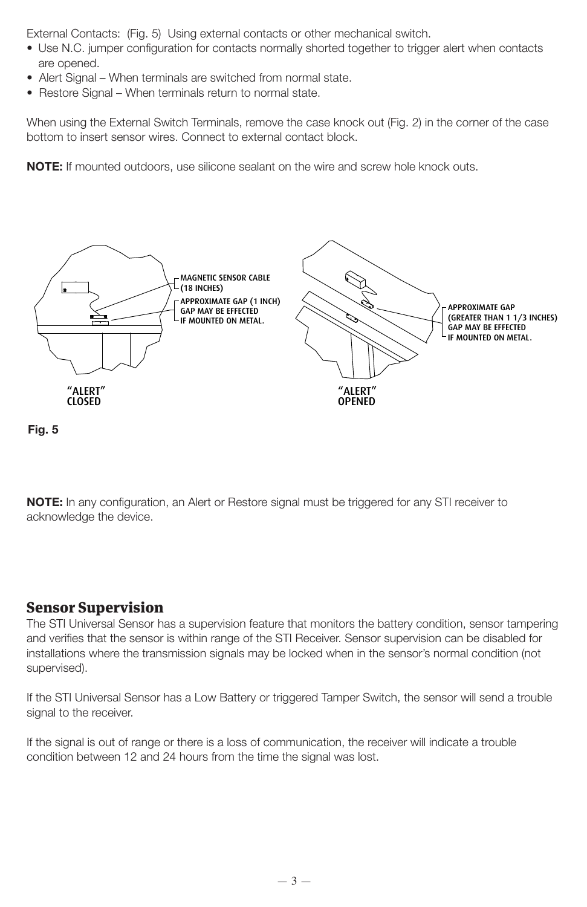External Contacts: (Fig. 5) Using external contacts or other mechanical switch.

- Use N.C. jumper configuration for contacts normally shorted together to trigger alert when contacts are opened.
- Alert Signal – When terminals are switched from normal state.
- Restore Signal – When terminals return to normal state.

When using the External Switch Terminals, remove the case knock out (Fig. 2) in the corner of the case bottom to insert sensor wires. Connect to external contact block.

**NOTE:** If mounted outdoors, use silicone sealant on the wire and screw hole knock outs.

MAGNETIC SENSOR CABLE (18 INCHES)

APPROXIMATE GAP (1 INCH) GAP MAY BE EFFECTED IF MOUNTED ON METAL.

APPROXIMATE GAP (GREATER THAN 1 1/3 INCHES) GAP MAY BE EFFECTED IF MOUNTED ON METAL.

"ALERT" CLOSED

"ALERT" OPENED

**Fig. 5**

**NOTE:** In any configuration, an Alert or Restore signal must be triggered for any STI receiver to acknowledge the device.

## Sensor Supervision

The STI Universal Sensor has a supervision feature that monitors the battery condition, sensor tampering and verifies that the sensor is within range of the STI Receiver. Sensor supervision can be disabled for installations where the transmission signals may be locked when in the sensor's normal condition (not supervised).

If the STI Universal Sensor has a Low Battery or triggered Tamper Switch, the sensor will send a trouble signal to the receiver.

If the signal is out of range or there is a loss of communication, the receiver will indicate a trouble condition between 12 and 24 hours from the time the signal was lost.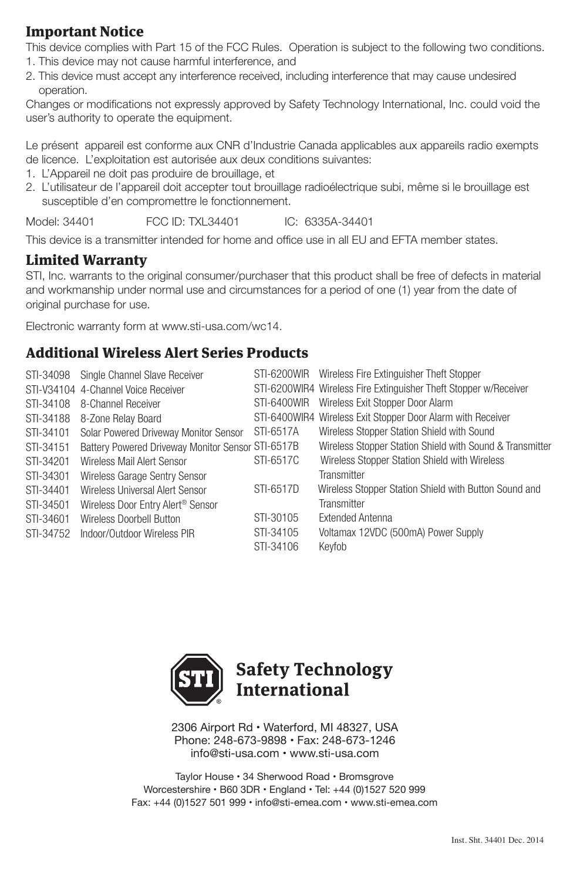## Important Notice

This device complies with Part 15 of the FCC Rules. Operation is subject to the following two conditions.

1. This device may not cause harmful interference, and
2. This device must accept any interference received, including interference that may cause undesired operation.

Changes or modifications not expressly approved by Safety Technology International, Inc. could void the user's authority to operate the equipment.

Le présent appareil est conforme aux CNR d'Industrie Canada applicables aux appareils radio exempts de licence. L'exploitation est autorisée aux deux conditions suivantes:

1. L'Appareil ne doit pas produire de brouillage, et
2. L'utilisateur de l'appareil doit accepter tout brouillage radioélectrique subi, même si le brouillage est susceptible d'en compromettre le fonctionnement.

Model: 34401 FCC ID: TXL34401 IC: 6335A-34401

This device is a transmitter intended for home and office use in all EU and EFTA member states.

## Limited Warranty

STI, Inc. warrants to the original consumer/purchaser that this product shall be free of defects in material and workmanship under normal use and circumstances for a period of one (1) year from the date of original purchase for use.

Electronic warranty form at www.sti-usa.com/wc14.

## Additional Wireless Alert Series Products

| | |
|---|---|
| STI-34098 | Single Channel Slave Receiver |
| STI-V34104 | 4-Channel Voice Receiver |
| STI-34108 | 8-Channel Receiver |
| STI-34188 | 8-Zone Relay Board |
| STI-34101 | Solar Powered Driveway Monitor Sensor |
| STI-34151 | Battery Powered Driveway Monitor Sensor |
| STI-34201 | Wireless Mail Alert Sensor |
| STI-34301 | Wireless Garage Sentry Sensor |
| STI-34401 | Wireless Universal Alert Sensor |
| STI-34501 | Wireless Door Entry Alert® Sensor |
| STI-34601 | Wireless Doorbell Button |
| STI-34752 | Indoor/Outdoor Wireless PIR |
| STI-6200WIR | Wireless Fire Extinguisher Theft Stopper |
| STI-6200WIR4 | Wireless Fire Extinguisher Theft Stopper w/Receiver |
| STI-6400WIR | Wireless Exit Stopper Door Alarm |
| STI-6400WIR4 | Wireless Exit Stopper Door Alarm with Receiver |
| STI-6517A | Wireless Stopper Station Shield with Sound |
| STI-6517B | Wireless Stopper Station Shield with Sound & Transmitter |
| STI-6517C | Wireless Stopper Station Shield with Wireless Transmitter |
| STI-6517D | Wireless Stopper Station Shield with Button Sound and Transmitter |
| STI-30105 | Extended Antenna |
| STI-34105 | Voltamax 12VDC (500mA) Power Supply |
| STI-34106 | Keyfob |

**Safety Technology International**

2306 Airport Rd • Waterford, MI 48327, USA
Phone: 248-673-9898 • Fax: 248-673-1246
info@sti-usa.com • www.sti-usa.com

Taylor House • 34 Sherwood Road • Bromsgrove
Worcestershire • B60 3DR • England • Tel: +44 (0)1527 520 999
Fax: +44 (0)1527 501 999 • info@sti-emea.com • www.sti-emea.com

Inst. Sht. 34401 Dec. 2014